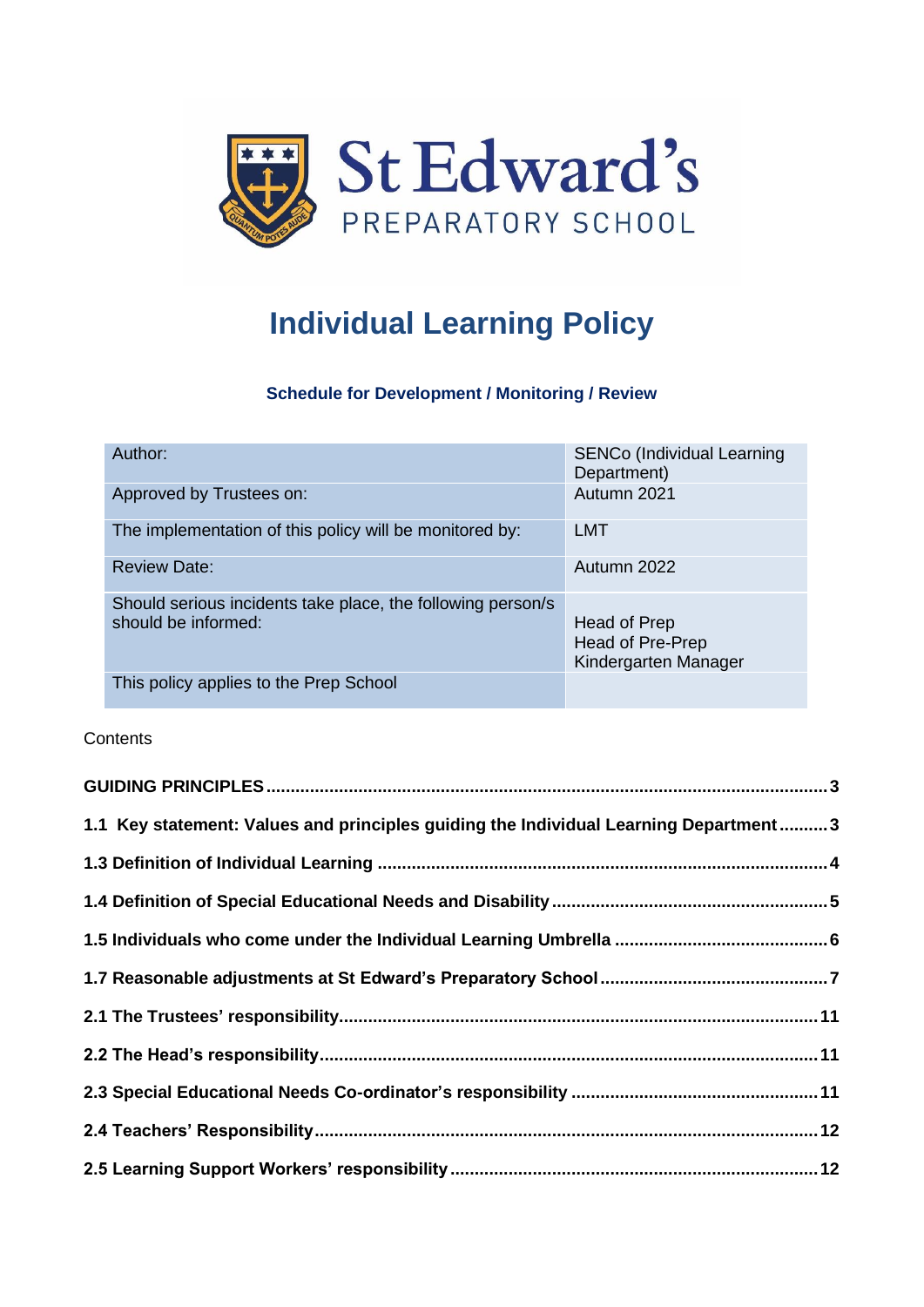St Edward's

PREPARATORY SCHOOL

# Individual Learning Policy

### Schedule for Development / Monitoring / Review

| | |
|---|---|
| Author: | SENCo (Individual Learning Department) |
| Approved by Trustees on: | Autumn 2021 |
| The implementation of this policy will be monitored by: | LMT |
| Review Date: | Autumn 2022 |
| Should serious incidents take place, the following person/s should be informed: | Head of Prep<br>Head of Pre-Prep<br>Kindergarten Manager |
| This policy applies to the Prep School | |

Contents

**GUIDING PRINCIPLES** .................... 3

**1.1 Key statement: Values and principles guiding the Individual Learning Department** .......... 3

**1.3 Definition of Individual Learning** .................... 4

**1.4 Definition of Special Educational Needs and Disability** .................... 5

**1.5 Individuals who come under the Individual Learning Umbrella** .................... 6

**1.7 Reasonable adjustments at St Edward's Preparatory School** .................... 7

**2.1 The Trustees' responsibility** .................... 11

**2.2 The Head's responsibility** .................... 11

**2.3 Special Educational Needs Co-ordinator's responsibility** .................... 11

**2.4 Teachers' Responsibility** .................... 12

**2.5 Learning Support Workers' responsibility** .................... 12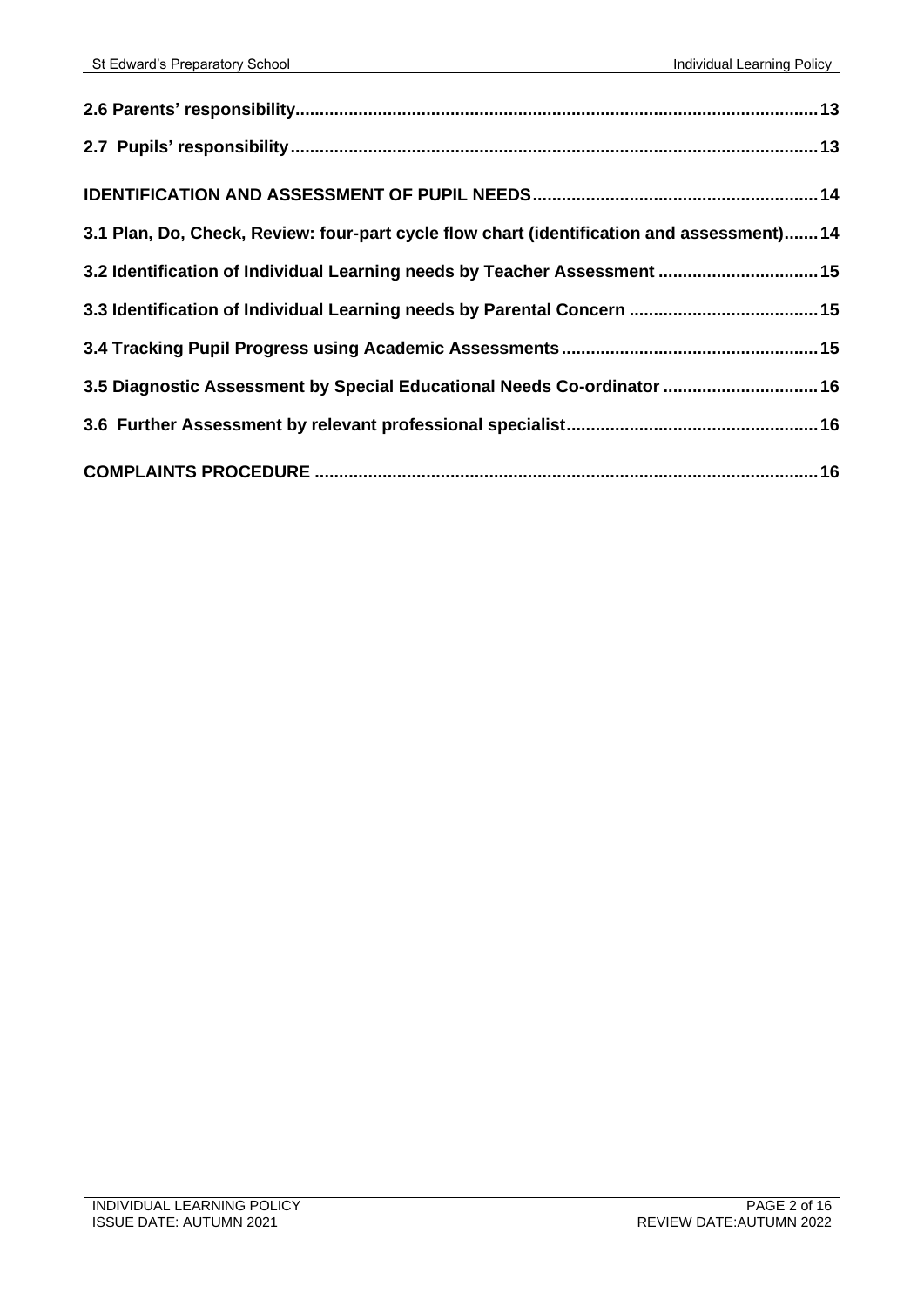**2.6 Parents' responsibility** .......... 13

**2.7 Pupils' responsibility** .......... 13

**IDENTIFICATION AND ASSESSMENT OF PUPIL NEEDS** .......... 14

**3.1 Plan, Do, Check, Review: four-part cycle flow chart (identification and assessment)** .......... 14

**3.2 Identification of Individual Learning needs by Teacher Assessment** .......... 15

**3.3 Identification of Individual Learning needs by Parental Concern** .......... 15

**3.4 Tracking Pupil Progress using Academic Assessments** .......... 15

**3.5 Diagnostic Assessment by Special Educational Needs Co-ordinator** .......... 16

**3.6 Further Assessment by relevant professional specialist** .......... 16

**COMPLAINTS PROCEDURE** .......... 16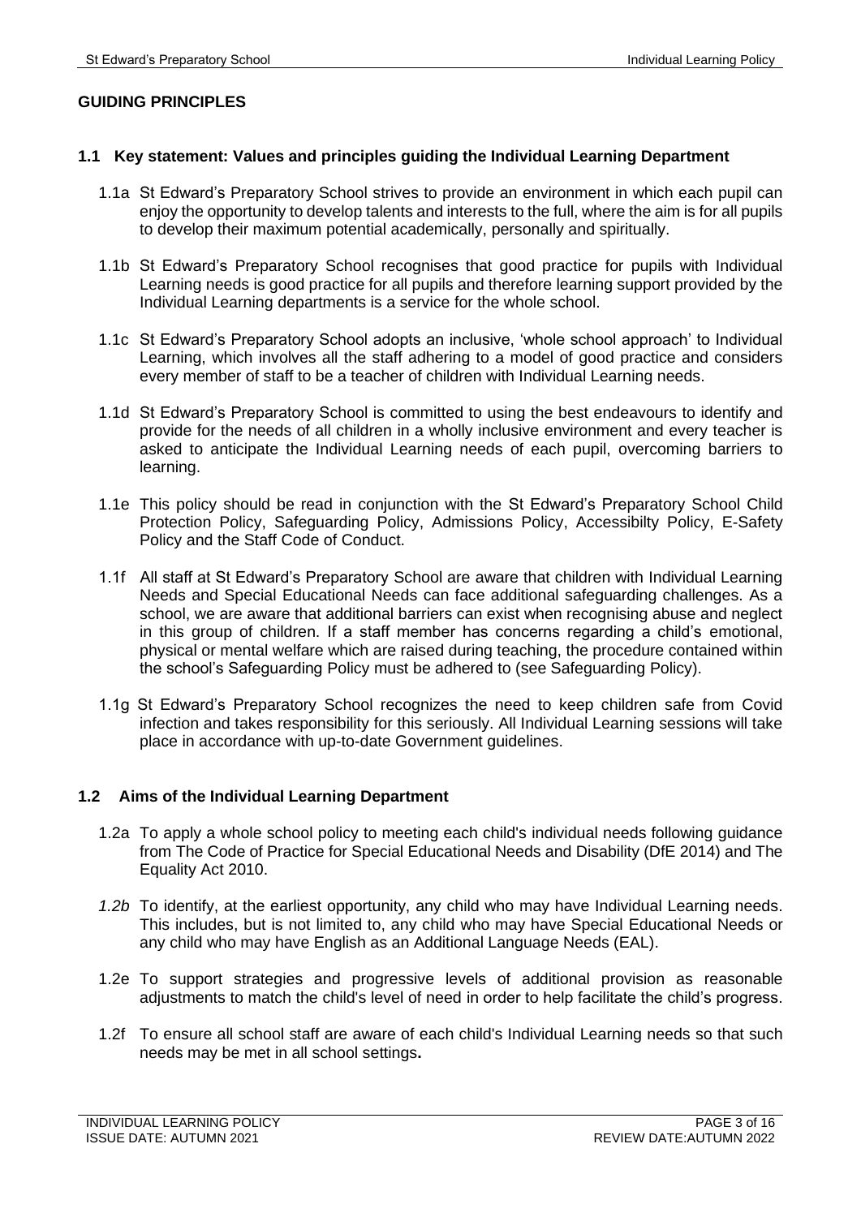## GUIDING PRINCIPLES

### 1.1 Key statement: Values and principles guiding the Individual Learning Department

1.1a St Edward's Preparatory School strives to provide an environment in which each pupil can enjoy the opportunity to develop talents and interests to the full, where the aim is for all pupils to develop their maximum potential academically, personally and spiritually.

1.1b St Edward's Preparatory School recognises that good practice for pupils with Individual Learning needs is good practice for all pupils and therefore learning support provided by the Individual Learning departments is a service for the whole school.

1.1c St Edward's Preparatory School adopts an inclusive, 'whole school approach' to Individual Learning, which involves all the staff adhering to a model of good practice and considers every member of staff to be a teacher of children with Individual Learning needs.

1.1d St Edward's Preparatory School is committed to using the best endeavours to identify and provide for the needs of all children in a wholly inclusive environment and every teacher is asked to anticipate the Individual Learning needs of each pupil, overcoming barriers to learning.

1.1e This policy should be read in conjunction with the St Edward's Preparatory School Child Protection Policy, Safeguarding Policy, Admissions Policy, Accessibilty Policy, E-Safety Policy and the Staff Code of Conduct.

1.1f All staff at St Edward's Preparatory School are aware that children with Individual Learning Needs and Special Educational Needs can face additional safeguarding challenges. As a school, we are aware that additional barriers can exist when recognising abuse and neglect in this group of children. If a staff member has concerns regarding a child's emotional, physical or mental welfare which are raised during teaching, the procedure contained within the school's Safeguarding Policy must be adhered to (see Safeguarding Policy).

1.1g St Edward's Preparatory School recognizes the need to keep children safe from Covid infection and takes responsibility for this seriously. All Individual Learning sessions will take place in accordance with up-to-date Government guidelines.

### 1.2 Aims of the Individual Learning Department

1.2a To apply a whole school policy to meeting each child's individual needs following guidance from The Code of Practice for Special Educational Needs and Disability (DfE 2014) and The Equality Act 2010.

*1.2b* To identify, at the earliest opportunity, any child who may have Individual Learning needs. This includes, but is not limited to, any child who may have Special Educational Needs or any child who may have English as an Additional Language Needs (EAL).

1.2e To support strategies and progressive levels of additional provision as reasonable adjustments to match the child's level of need in order to help facilitate the child's progress.

1.2f To ensure all school staff are aware of each child's Individual Learning needs so that such needs may be met in all school settings**.**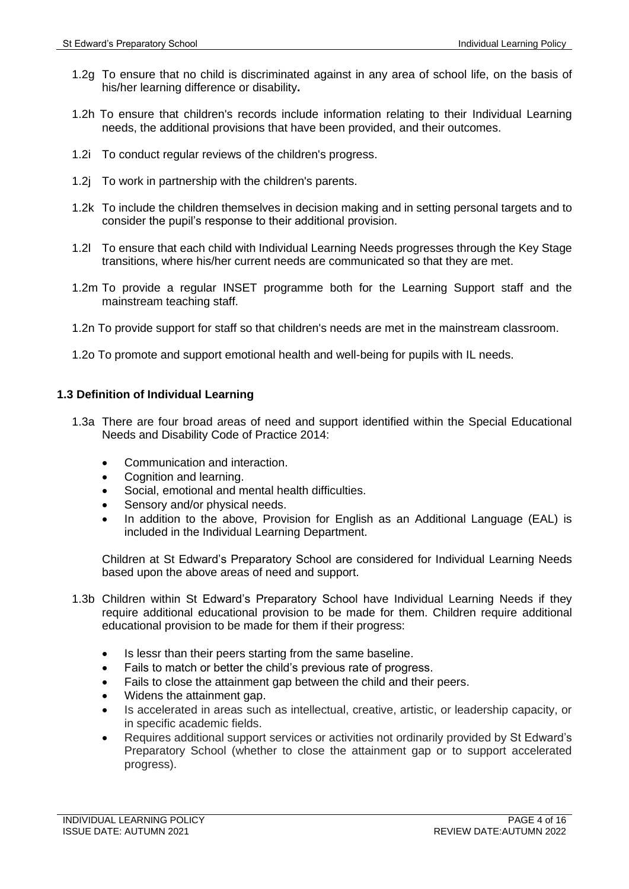1.2g To ensure that no child is discriminated against in any area of school life, on the basis of his/her learning difference or disability**.**

1.2h To ensure that children's records include information relating to their Individual Learning needs, the additional provisions that have been provided, and their outcomes.

1.2i To conduct regular reviews of the children's progress.

1.2j To work in partnership with the children's parents.

1.2k To include the children themselves in decision making and in setting personal targets and to consider the pupil's response to their additional provision.

1.2l To ensure that each child with Individual Learning Needs progresses through the Key Stage transitions, where his/her current needs are communicated so that they are met.

1.2m To provide a regular INSET programme both for the Learning Support staff and the mainstream teaching staff.

1.2n To provide support for staff so that children's needs are met in the mainstream classroom.

1.2o To promote and support emotional health and well-being for pupils with IL needs.

### 1.3 Definition of Individual Learning

1.3a There are four broad areas of need and support identified within the Special Educational Needs and Disability Code of Practice 2014:

- Communication and interaction.
- Cognition and learning.
- Social, emotional and mental health difficulties.
- Sensory and/or physical needs.
- In addition to the above, Provision for English as an Additional Language (EAL) is included in the Individual Learning Department.

Children at St Edward's Preparatory School are considered for Individual Learning Needs based upon the above areas of need and support.

1.3b Children within St Edward's Preparatory School have Individual Learning Needs if they require additional educational provision to be made for them. Children require additional educational provision to be made for them if their progress:

- Is lessr than their peers starting from the same baseline.
- Fails to match or better the child's previous rate of progress.
- Fails to close the attainment gap between the child and their peers.
- Widens the attainment gap.
- Is accelerated in areas such as intellectual, creative, artistic, or leadership capacity, or in specific academic fields.
- Requires additional support services or activities not ordinarily provided by St Edward's Preparatory School (whether to close the attainment gap or to support accelerated progress).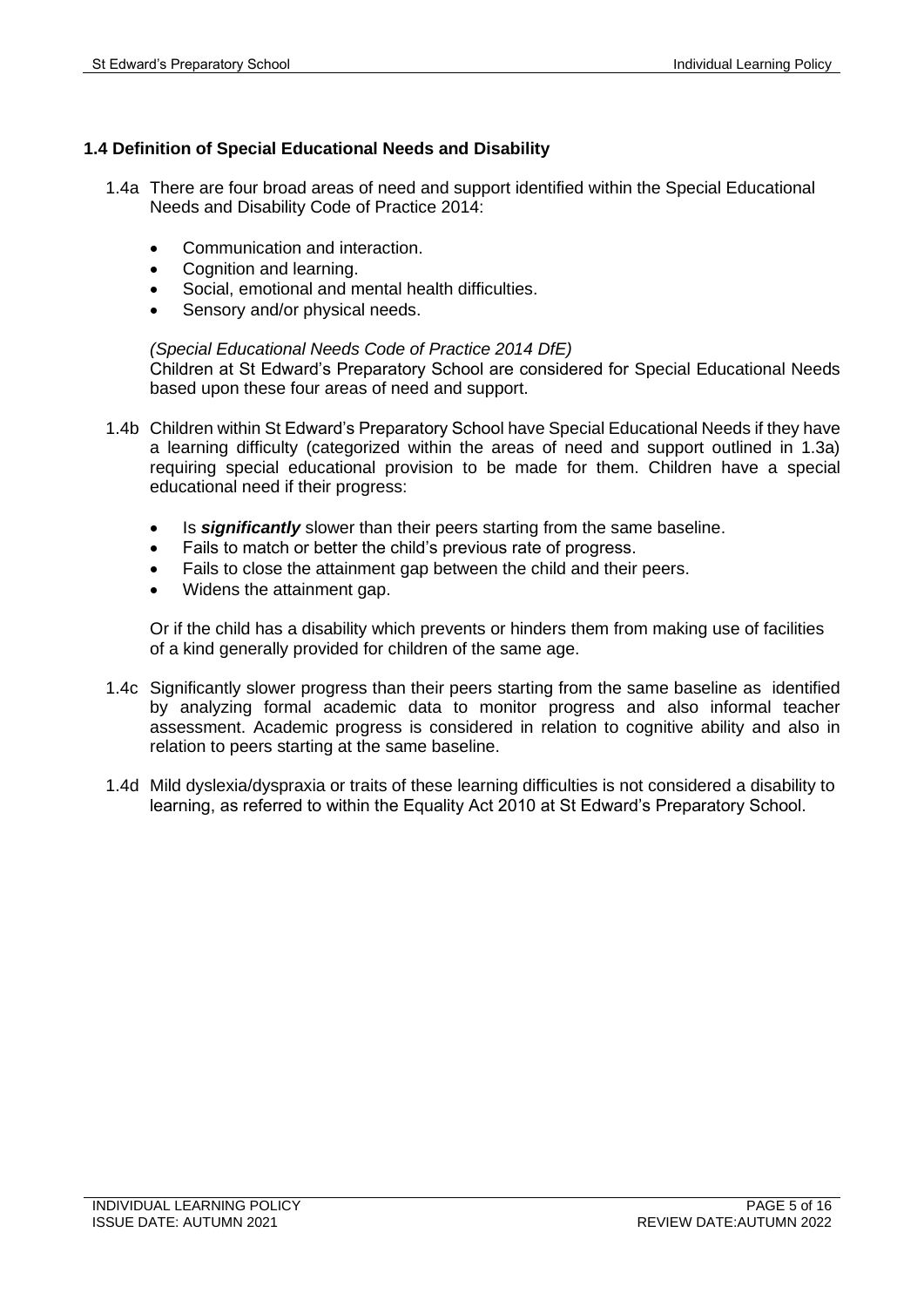### 1.4 Definition of Special Educational Needs and Disability

1.4a There are four broad areas of need and support identified within the Special Educational Needs and Disability Code of Practice 2014:

- Communication and interaction.
- Cognition and learning.
- Social, emotional and mental health difficulties.
- Sensory and/or physical needs.

*(Special Educational Needs Code of Practice 2014 DfE)*
Children at St Edward's Preparatory School are considered for Special Educational Needs based upon these four areas of need and support.

1.4b Children within St Edward's Preparatory School have Special Educational Needs if they have a learning difficulty (categorized within the areas of need and support outlined in 1.3a) requiring special educational provision to be made for them. Children have a special educational need if their progress:

- Is ***significantly*** slower than their peers starting from the same baseline.
- Fails to match or better the child's previous rate of progress.
- Fails to close the attainment gap between the child and their peers.
- Widens the attainment gap.

Or if the child has a disability which prevents or hinders them from making use of facilities of a kind generally provided for children of the same age.

1.4c Significantly slower progress than their peers starting from the same baseline as identified by analyzing formal academic data to monitor progress and also informal teacher assessment. Academic progress is considered in relation to cognitive ability and also in relation to peers starting at the same baseline.

1.4d Mild dyslexia/dyspraxia or traits of these learning difficulties is not considered a disability to learning, as referred to within the Equality Act 2010 at St Edward's Preparatory School.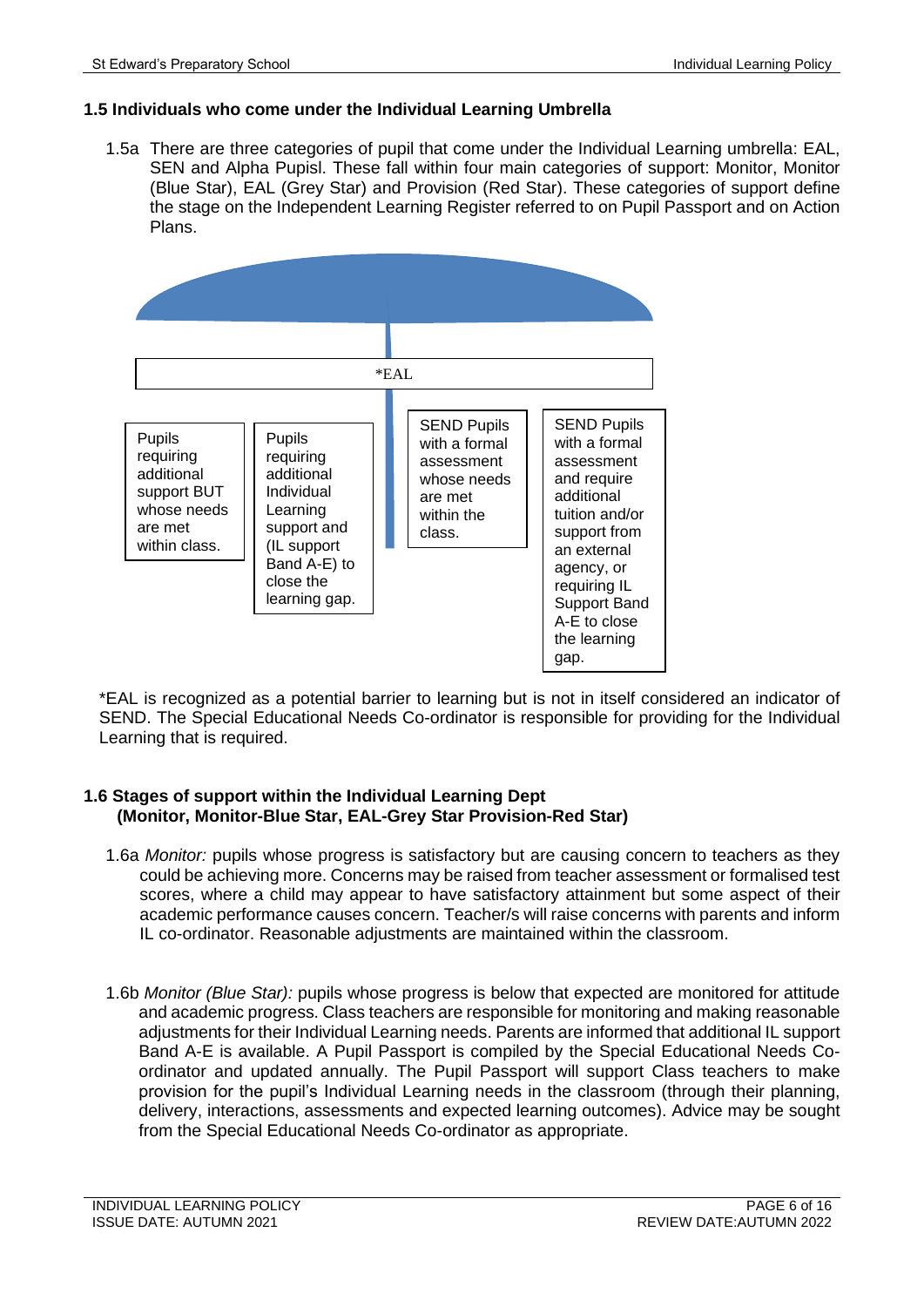### 1.5 Individuals who come under the Individual Learning Umbrella

1.5a There are three categories of pupil that come under the Individual Learning umbrella: EAL, SEN and Alpha Pupisl. These fall within four main categories of support: Monitor, Monitor (Blue Star), EAL (Grey Star) and Provision (Red Star). These categories of support define the stage on the Independent Learning Register referred to on Pupil Passport and on Action Plans.

*EAL

| Pupils requiring additional support BUT whose needs are met within class. | Pupils requiring additional Individual Learning support and (IL support Band A-E) to close the learning gap. | SEND Pupils with a formal assessment whose needs are met within the class. | SEND Pupils with a formal assessment and require additional tuition and/or support from an external agency, or requiring IL Support Band A-E to close the learning gap. |
| --- | --- | --- | --- |

*EAL is recognized as a potential barrier to learning but is not in itself considered an indicator of SEND. The Special Educational Needs Co-ordinator is responsible for providing for the Individual Learning that is required.

### 1.6 Stages of support within the Individual Learning Dept (Monitor, Monitor-Blue Star, EAL-Grey Star Provision-Red Star)

1.6a *Monitor:* pupils whose progress is satisfactory but are causing concern to teachers as they could be achieving more. Concerns may be raised from teacher assessment or formalised test scores, where a child may appear to have satisfactory attainment but some aspect of their academic performance causes concern. Teacher/s will raise concerns with parents and inform IL co-ordinator. Reasonable adjustments are maintained within the classroom.

1.6b *Monitor (Blue Star):* pupils whose progress is below that expected are monitored for attitude and academic progress. Class teachers are responsible for monitoring and making reasonable adjustments for their Individual Learning needs. Parents are informed that additional IL support Band A-E is available. A Pupil Passport is compiled by the Special Educational Needs Co-ordinator and updated annually. The Pupil Passport will support Class teachers to make provision for the pupil's Individual Learning needs in the classroom (through their planning, delivery, interactions, assessments and expected learning outcomes). Advice may be sought from the Special Educational Needs Co-ordinator as appropriate.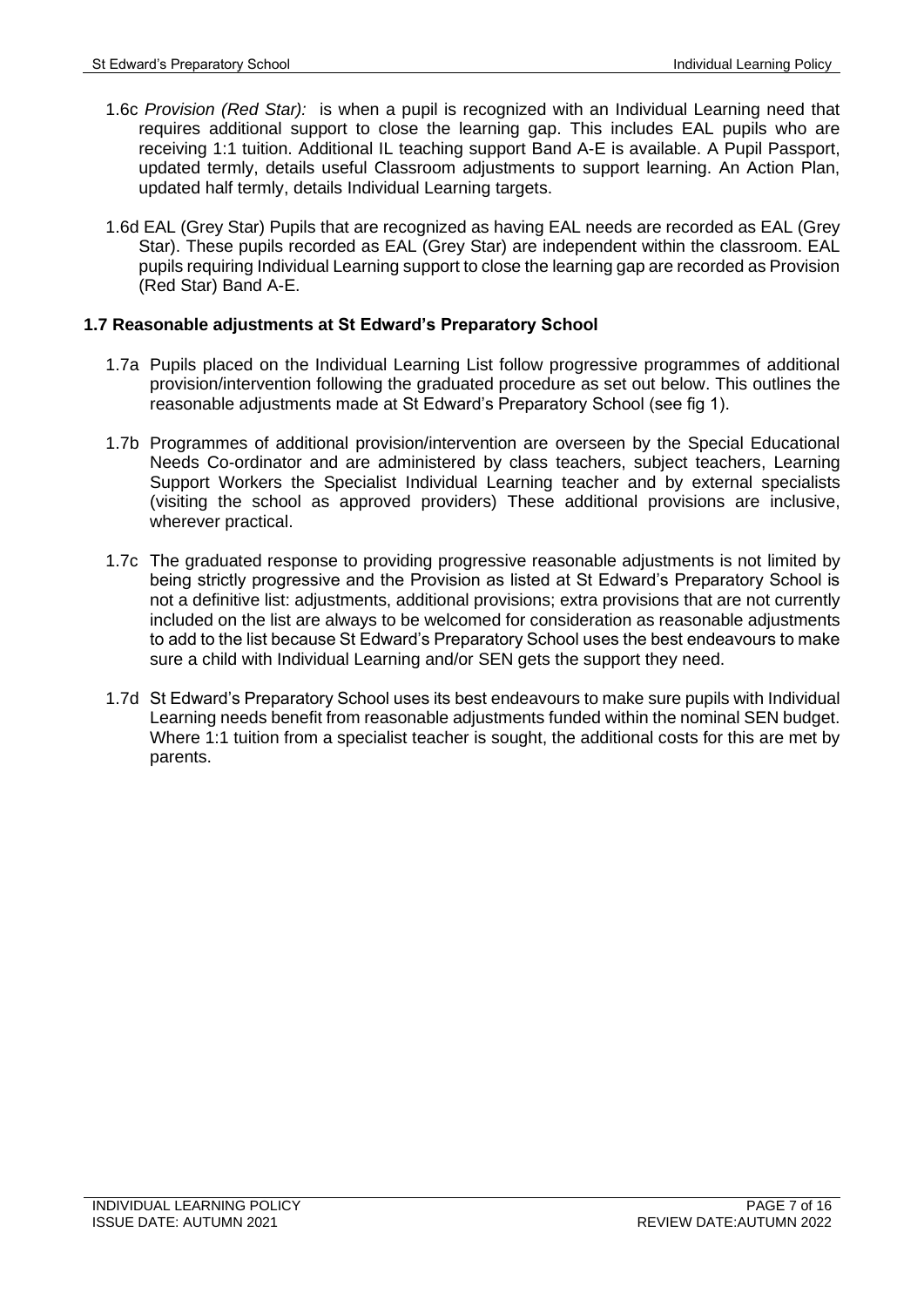1.6c *Provision (Red Star):* is when a pupil is recognized with an Individual Learning need that requires additional support to close the learning gap. This includes EAL pupils who are receiving 1:1 tuition. Additional IL teaching support Band A-E is available. A Pupil Passport, updated termly, details useful Classroom adjustments to support learning. An Action Plan, updated half termly, details Individual Learning targets.

1.6d EAL (Grey Star) Pupils that are recognized as having EAL needs are recorded as EAL (Grey Star). These pupils recorded as EAL (Grey Star) are independent within the classroom. EAL pupils requiring Individual Learning support to close the learning gap are recorded as Provision (Red Star) Band A-E.

### 1.7 Reasonable adjustments at St Edward's Preparatory School

1.7a Pupils placed on the Individual Learning List follow progressive programmes of additional provision/intervention following the graduated procedure as set out below. This outlines the reasonable adjustments made at St Edward's Preparatory School (see fig 1).

1.7b Programmes of additional provision/intervention are overseen by the Special Educational Needs Co-ordinator and are administered by class teachers, subject teachers, Learning Support Workers the Specialist Individual Learning teacher and by external specialists (visiting the school as approved providers) These additional provisions are inclusive, wherever practical.

1.7c The graduated response to providing progressive reasonable adjustments is not limited by being strictly progressive and the Provision as listed at St Edward's Preparatory School is not a definitive list: adjustments, additional provisions; extra provisions that are not currently included on the list are always to be welcomed for consideration as reasonable adjustments to add to the list because St Edward's Preparatory School uses the best endeavours to make sure a child with Individual Learning and/or SEN gets the support they need.

1.7d St Edward's Preparatory School uses its best endeavours to make sure pupils with Individual Learning needs benefit from reasonable adjustments funded within the nominal SEN budget. Where 1:1 tuition from a specialist teacher is sought, the additional costs for this are met by parents.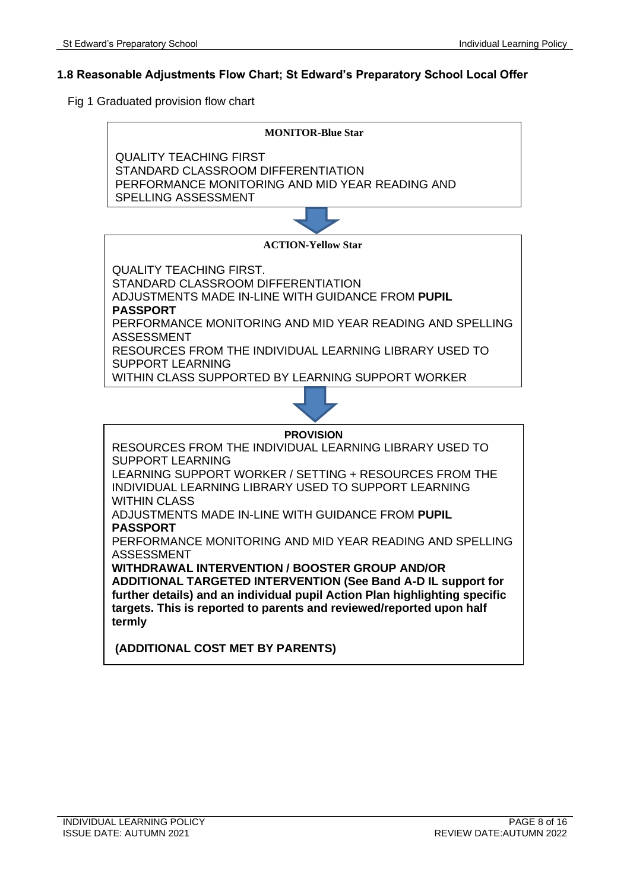### 1.8 Reasonable Adjustments Flow Chart; St Edward's Preparatory School Local Offer

Fig 1 Graduated provision flow chart

**MONITOR-Blue Star**

QUALITY TEACHING FIRST
STANDARD CLASSROOM DIFFERENTIATION
PERFORMANCE MONITORING AND MID YEAR READING AND SPELLING ASSESSMENT

↓

**ACTION-Yellow Star**

QUALITY TEACHING FIRST.
STANDARD CLASSROOM DIFFERENTIATION
ADJUSTMENTS MADE IN-LINE WITH GUIDANCE FROM **PUPIL PASSPORT**
PERFORMANCE MONITORING AND MID YEAR READING AND SPELLING ASSESSMENT
RESOURCES FROM THE INDIVIDUAL LEARNING LIBRARY USED TO SUPPORT LEARNING
WITHIN CLASS SUPPORTED BY LEARNING SUPPORT WORKER

↓

**PROVISION**

RESOURCES FROM THE INDIVIDUAL LEARNING LIBRARY USED TO SUPPORT LEARNING
LEARNING SUPPORT WORKER / SETTING + RESOURCES FROM THE INDIVIDUAL LEARNING LIBRARY USED TO SUPPORT LEARNING WITHIN CLASS
ADJUSTMENTS MADE IN-LINE WITH GUIDANCE FROM **PUPIL PASSPORT**
PERFORMANCE MONITORING AND MID YEAR READING AND SPELLING ASSESSMENT
**WITHDRAWAL INTERVENTION / BOOSTER GROUP AND/OR ADDITIONAL TARGETED INTERVENTION (See Band A-D IL support for further details) and an individual pupil Action Plan highlighting specific targets. This is reported to parents and reviewed/reported upon half termly**

**(ADDITIONAL COST MET BY PARENTS)**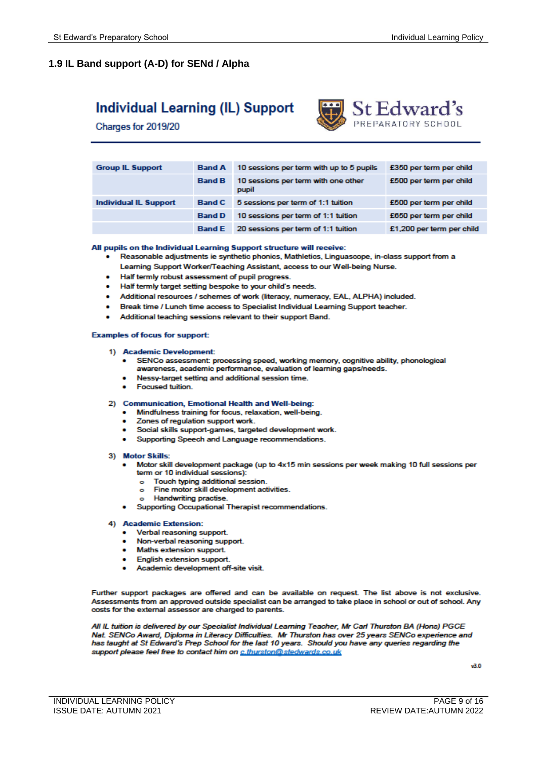## 1.9 IL Band support (A-D) for SENd / Alpha

# Individual Learning (IL) Support

Charges for 2019/20

St Edward's PREPARATORY SCHOOL

| | | | |
|---|---|---|---|
| **Group IL Support** | **Band A** | 10 sessions per term with up to 5 pupils | £350 per term per child |
| | **Band B** | 10 sessions per term with one other pupil | £500 per term per child |
| **Individual IL Support** | **Band C** | 5 sessions per term of 1:1 tuition | £500 per term per child |
| | **Band D** | 10 sessions per term of 1:1 tuition | £650 per term per child |
| | **Band E** | 20 sessions per term of 1:1 tuition | £1,200 per term per child |

**All pupils on the Individual Learning Support structure will receive:**

- Reasonable adjustments ie synthetic phonics, Mathletics, Linguascope, in-class support from a Learning Support Worker/Teaching Assistant, access to our Well-being Nurse.
- Half termly robust assessment of pupil progress.
- Half termly target setting bespoke to your child's needs.
- Additional resources / schemes of work (literacy, numeracy, EAL, ALPHA) included.
- Break time / Lunch time access to Specialist Individual Learning Support teacher.
- Additional teaching sessions relevant to their support Band.

**Examples of focus for support:**

1) **Academic Development:**
   - SENCo assessment: processing speed, working memory, cognitive ability, phonological awareness, academic performance, evaluation of learning gaps/needs.
   - Nessy-target setting and additional session time.
   - Focused tuition.

2) **Communication, Emotional Health and Well-being:**
   - Mindfulness training for focus, relaxation, well-being.
   - Zones of regulation support work.
   - Social skills support-games, targeted development work.
   - Supporting Speech and Language recommendations.

3) **Motor Skills:**
   - Motor skill development package (up to 4x15 min sessions per week making 10 full sessions per term or 10 individual sessions):
     - Touch typing additional session.
     - Fine motor skill development activities.
     - Handwriting practise.
   - Supporting Occupational Therapist recommendations.

4) **Academic Extension:**
   - Verbal reasoning support.
   - Non-verbal reasoning support.
   - Maths extension support.
   - English extension support.
   - Academic development off-site visit.

Further support packages are offered and can be available on request. The list above is not exclusive. Assessments from an approved outside specialist can be arranged to take place in school or out of school. Any costs for the external assessor are charged to parents.

*All IL tuition is delivered by our Specialist Individual Learning Teacher, Mr Carl Thurston BA (Hons) PGCE Nat. SENCo Award, Diploma in Literacy Difficulties. Mr Thurston has over 25 years SENCo experience and has taught at St Edward's Prep School for the last 10 years. Should you have any queries regarding the support please feel free to contact him on c.thurston@stedwards.co.uk*

v3.0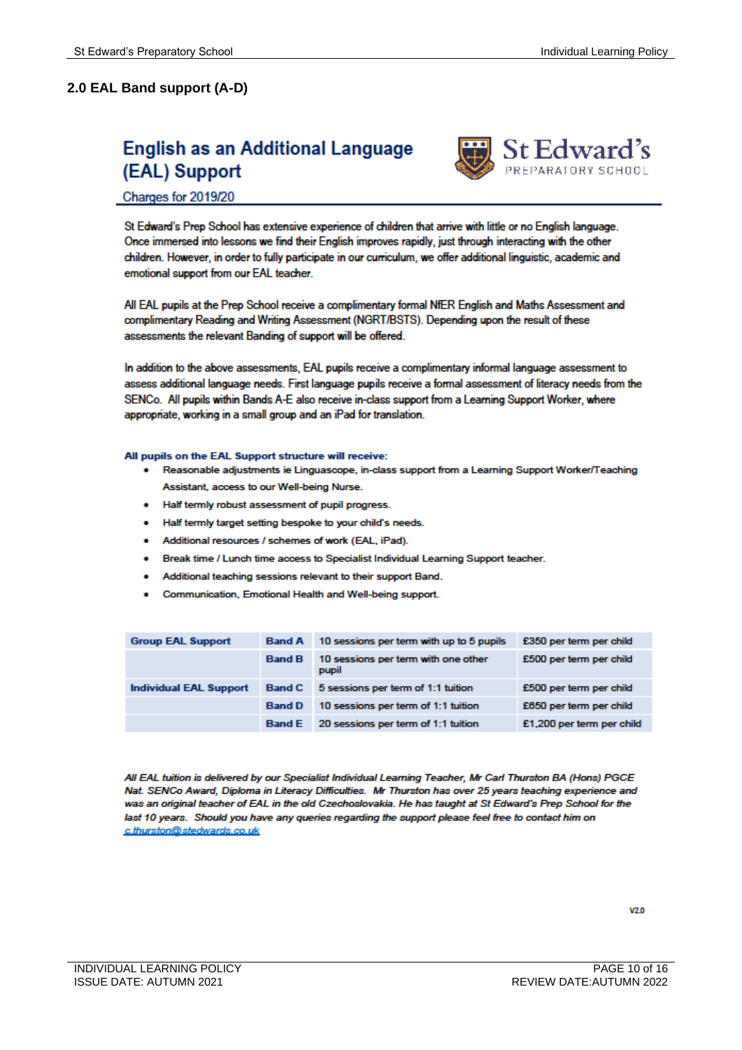## 2.0 EAL Band support (A-D)

# English as an Additional Language (EAL) Support

St Edward's PREPARATORY SCHOOL

Charges for 2019/20

St Edward's Prep School has extensive experience of children that arrive with little or no English language. Once immersed into lessons we find their English improves rapidly, just through interacting with the other children. However, in order to fully participate in our curriculum, we offer additional linguistic, academic and emotional support from our EAL teacher.

All EAL pupils at the Prep School receive a complimentary formal NfER English and Maths Assessment and complimentary Reading and Writing Assessment (NGRT/BSTS). Depending upon the result of these assessments the relevant Banding of support will be offered.

In addition to the above assessments, EAL pupils receive a complimentary informal language assessment to assess additional language needs. First language pupils receive a formal assessment of literacy needs from the SENCo. All pupils within Bands A-E also receive in-class support from a Learning Support Worker, where appropriate, working in a small group and an iPad for translation.

**All pupils on the EAL Support structure will receive:**

- Reasonable adjustments ie Linguascope, in-class support from a Learning Support Worker/Teaching Assistant, access to our Well-being Nurse.
- Half termly robust assessment of pupil progress.
- Half termly target setting bespoke to your child's needs.
- Additional resources / schemes of work (EAL, iPad).
- Break time / Lunch time access to Specialist Individual Learning Support teacher.
- Additional teaching sessions relevant to their support Band.
- Communication, Emotional Health and Well-being support.

| Group EAL Support | Band A | 10 sessions per term with up to 5 pupils | £350 per term per child |
|---|---|---|---|
| | Band B | 10 sessions per term with one other pupil | £500 per term per child |
| Individual EAL Support | Band C | 5 sessions per term of 1:1 tuition | £500 per term per child |
| | Band D | 10 sessions per term of 1:1 tuition | £650 per term per child |
| | Band E | 20 sessions per term of 1:1 tuition | £1,200 per term per child |

*All EAL tuition is delivered by our Specialist Individual Learning Teacher, Mr Carl Thurston BA (Hons) PGCE Nat. SENCo Award, Diploma in Literacy Difficulties. Mr Thurston has over 25 years teaching experience and was an original teacher of EAL in the old Czechoslovakia. He has taught at St Edward's Prep School for the last 10 years. Should you have any queries regarding the support please feel free to contact him on* c.thurston@stedwards.co.uk

V2.0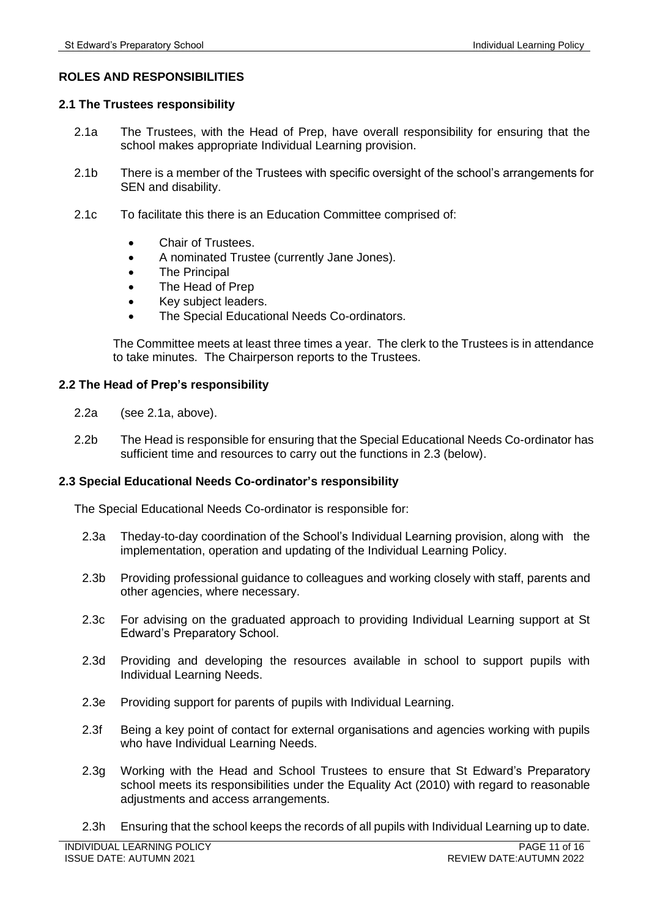## ROLES AND RESPONSIBILITIES

### 2.1 The Trustees responsibility

2.1a The Trustees, with the Head of Prep, have overall responsibility for ensuring that the school makes appropriate Individual Learning provision.

2.1b There is a member of the Trustees with specific oversight of the school's arrangements for SEN and disability.

2.1c To facilitate this there is an Education Committee comprised of:

- Chair of Trustees.
- A nominated Trustee (currently Jane Jones).
- The Principal
- The Head of Prep
- Key subject leaders.
- The Special Educational Needs Co-ordinators.

The Committee meets at least three times a year. The clerk to the Trustees is in attendance to take minutes. The Chairperson reports to the Trustees.

### 2.2 The Head of Prep's responsibility

2.2a (see 2.1a, above).

2.2b The Head is responsible for ensuring that the Special Educational Needs Co-ordinator has sufficient time and resources to carry out the functions in 2.3 (below).

### 2.3 Special Educational Needs Co-ordinator's responsibility

The Special Educational Needs Co-ordinator is responsible for:

2.3a Theday-to-day coordination of the School's Individual Learning provision, along with the implementation, operation and updating of the Individual Learning Policy.

2.3b Providing professional guidance to colleagues and working closely with staff, parents and other agencies, where necessary.

2.3c For advising on the graduated approach to providing Individual Learning support at St Edward's Preparatory School.

2.3d Providing and developing the resources available in school to support pupils with Individual Learning Needs.

2.3e Providing support for parents of pupils with Individual Learning.

2.3f Being a key point of contact for external organisations and agencies working with pupils who have Individual Learning Needs.

2.3g Working with the Head and School Trustees to ensure that St Edward's Preparatory school meets its responsibilities under the Equality Act (2010) with regard to reasonable adjustments and access arrangements.

2.3h Ensuring that the school keeps the records of all pupils with Individual Learning up to date.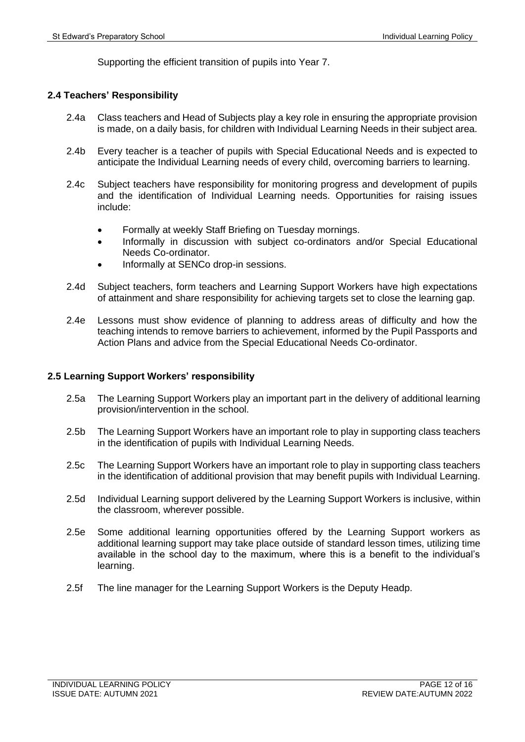Supporting the efficient transition of pupils into Year 7.

### 2.4 Teachers' Responsibility

2.4a Class teachers and Head of Subjects play a key role in ensuring the appropriate provision is made, on a daily basis, for children with Individual Learning Needs in their subject area.

2.4b Every teacher is a teacher of pupils with Special Educational Needs and is expected to anticipate the Individual Learning needs of every child, overcoming barriers to learning.

2.4c Subject teachers have responsibility for monitoring progress and development of pupils and the identification of Individual Learning needs. Opportunities for raising issues include:

- Formally at weekly Staff Briefing on Tuesday mornings.
- Informally in discussion with subject co-ordinators and/or Special Educational Needs Co-ordinator.
- Informally at SENCo drop-in sessions.

2.4d Subject teachers, form teachers and Learning Support Workers have high expectations of attainment and share responsibility for achieving targets set to close the learning gap.

2.4e Lessons must show evidence of planning to address areas of difficulty and how the teaching intends to remove barriers to achievement, informed by the Pupil Passports and Action Plans and advice from the Special Educational Needs Co-ordinator.

### 2.5 Learning Support Workers' responsibility

2.5a The Learning Support Workers play an important part in the delivery of additional learning provision/intervention in the school.

2.5b The Learning Support Workers have an important role to play in supporting class teachers in the identification of pupils with Individual Learning Needs.

2.5c The Learning Support Workers have an important role to play in supporting class teachers in the identification of additional provision that may benefit pupils with Individual Learning.

2.5d Individual Learning support delivered by the Learning Support Workers is inclusive, within the classroom, wherever possible.

2.5e Some additional learning opportunities offered by the Learning Support workers as additional learning support may take place outside of standard lesson times, utilizing time available in the school day to the maximum, where this is a benefit to the individual's learning.

2.5f The line manager for the Learning Support Workers is the Deputy Headp.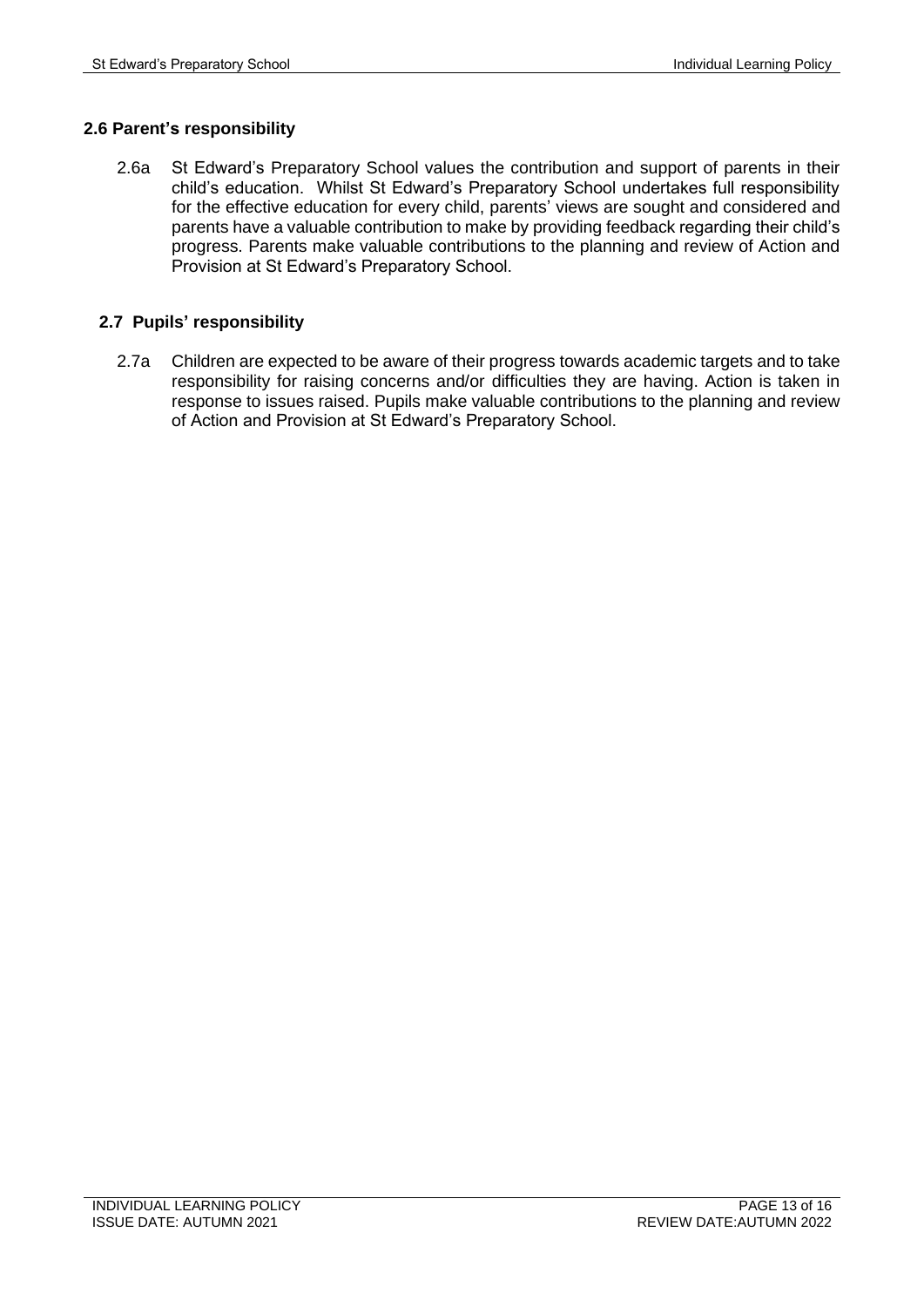### 2.6 Parent's responsibility

2.6a St Edward's Preparatory School values the contribution and support of parents in their child's education. Whilst St Edward's Preparatory School undertakes full responsibility for the effective education for every child, parents' views are sought and considered and parents have a valuable contribution to make by providing feedback regarding their child's progress. Parents make valuable contributions to the planning and review of Action and Provision at St Edward's Preparatory School.

### 2.7 Pupils' responsibility

2.7a Children are expected to be aware of their progress towards academic targets and to take responsibility for raising concerns and/or difficulties they are having. Action is taken in response to issues raised. Pupils make valuable contributions to the planning and review of Action and Provision at St Edward's Preparatory School.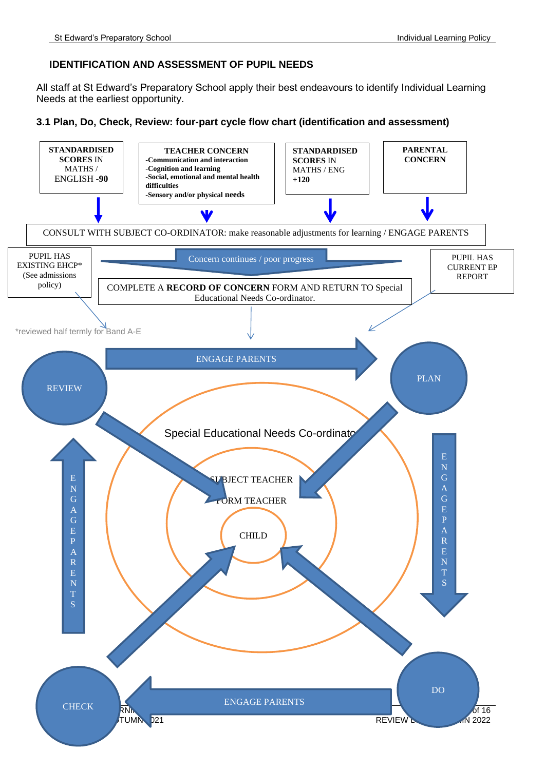## IDENTIFICATION AND ASSESSMENT OF PUPIL NEEDS

All staff at St Edward's Preparatory School apply their best endeavours to identify Individual Learning Needs at the earliest opportunity.

### 3.1 Plan, Do, Check, Review: four-part cycle flow chart (identification and assessment)

**STANDARDISED SCORES** IN MATHS / ENGLISH **-90**

**TEACHER CONCERN**
- **-Communication and interaction**
- **-Cognition and learning**
- **-Social, emotional and mental health difficulties**
- **-Sensory and/or physical needs**

**STANDARDISED SCORES** IN MATHS / ENG **+120**

**PARENTAL CONCERN**

CONSULT WITH SUBJECT CO-ORDINATOR: make reasonable adjustments for learning / ENGAGE PARENTS

PUPIL HAS EXISTING EHCP* (See admissions policy)

Concern continues / poor progress

COMPLETE A **RECORD OF CONCERN** FORM AND RETURN TO Special Educational Needs Co-ordinator.

PUPIL HAS CURRENT EP REPORT

*reviewed half termly for Band A-E

ENGAGE PARENTS

REVIEW

PLAN

Special Educational Needs Co-ordinator

SUBJECT TEACHER

FORM TEACHER

CHILD

ENGAGE PARENTS

ENGAGE PARENTS

CHECK

ENGAGE PARENTS

DO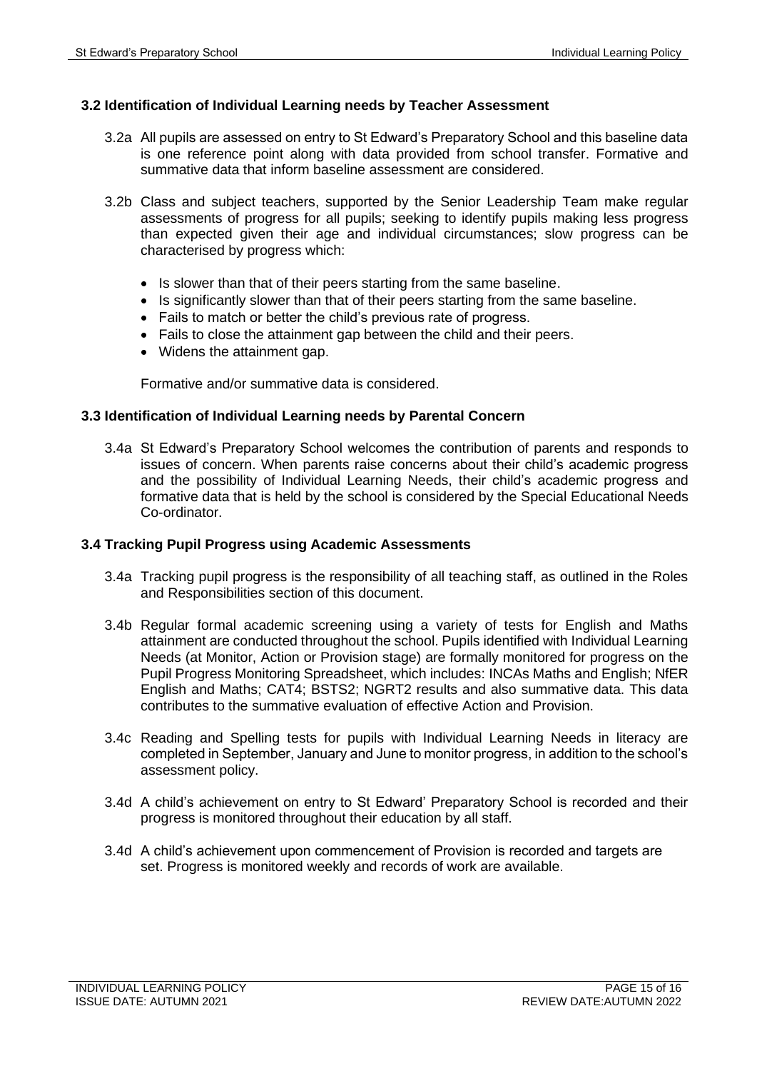### 3.2 Identification of Individual Learning needs by Teacher Assessment

3.2a All pupils are assessed on entry to St Edward's Preparatory School and this baseline data is one reference point along with data provided from school transfer. Formative and summative data that inform baseline assessment are considered.

3.2b Class and subject teachers, supported by the Senior Leadership Team make regular assessments of progress for all pupils; seeking to identify pupils making less progress than expected given their age and individual circumstances; slow progress can be characterised by progress which:

- Is slower than that of their peers starting from the same baseline.
- Is significantly slower than that of their peers starting from the same baseline.
- Fails to match or better the child's previous rate of progress.
- Fails to close the attainment gap between the child and their peers.
- Widens the attainment gap.

Formative and/or summative data is considered.

### 3.3 Identification of Individual Learning needs by Parental Concern

3.4a St Edward's Preparatory School welcomes the contribution of parents and responds to issues of concern. When parents raise concerns about their child's academic progress and the possibility of Individual Learning Needs, their child's academic progress and formative data that is held by the school is considered by the Special Educational Needs Co-ordinator.

### 3.4 Tracking Pupil Progress using Academic Assessments

3.4a Tracking pupil progress is the responsibility of all teaching staff, as outlined in the Roles and Responsibilities section of this document.

3.4b Regular formal academic screening using a variety of tests for English and Maths attainment are conducted throughout the school. Pupils identified with Individual Learning Needs (at Monitor, Action or Provision stage) are formally monitored for progress on the Pupil Progress Monitoring Spreadsheet, which includes: INCAs Maths and English; NfER English and Maths; CAT4; BSTS2; NGRT2 results and also summative data. This data contributes to the summative evaluation of effective Action and Provision.

3.4c Reading and Spelling tests for pupils with Individual Learning Needs in literacy are completed in September, January and June to monitor progress, in addition to the school's assessment policy.

3.4d A child's achievement on entry to St Edward' Preparatory School is recorded and their progress is monitored throughout their education by all staff.

3.4d A child's achievement upon commencement of Provision is recorded and targets are set. Progress is monitored weekly and records of work are available.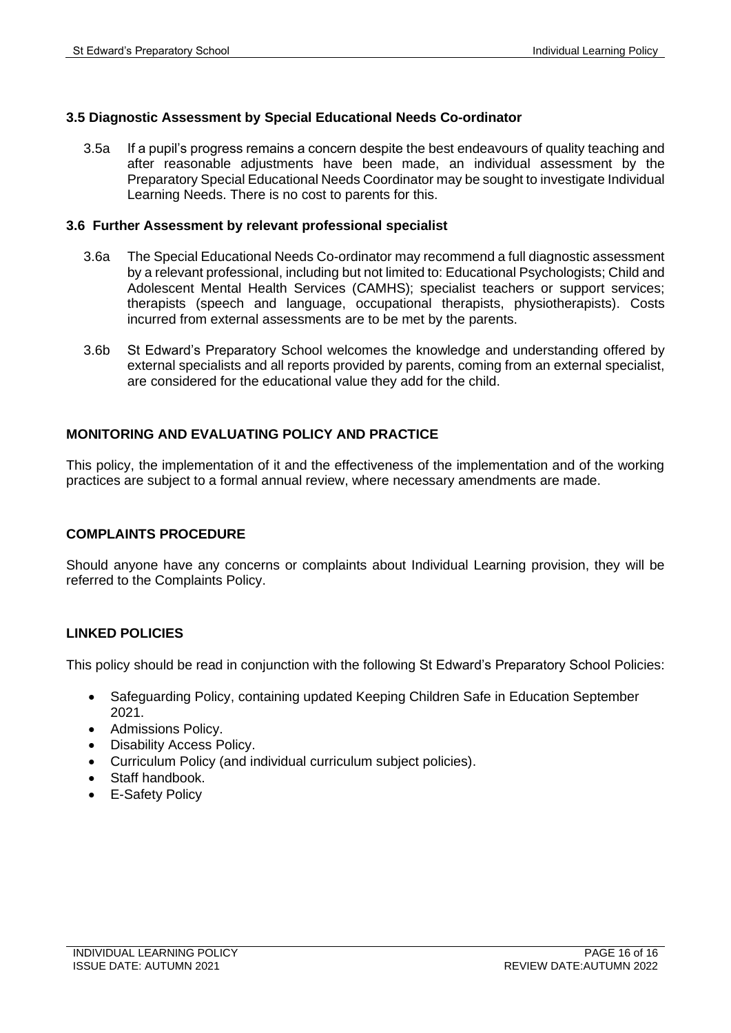### 3.5 Diagnostic Assessment by Special Educational Needs Co-ordinator

3.5a If a pupil's progress remains a concern despite the best endeavours of quality teaching and after reasonable adjustments have been made, an individual assessment by the Preparatory Special Educational Needs Coordinator may be sought to investigate Individual Learning Needs. There is no cost to parents for this.

### 3.6 Further Assessment by relevant professional specialist

3.6a The Special Educational Needs Co-ordinator may recommend a full diagnostic assessment by a relevant professional, including but not limited to: Educational Psychologists; Child and Adolescent Mental Health Services (CAMHS); specialist teachers or support services; therapists (speech and language, occupational therapists, physiotherapists). Costs incurred from external assessments are to be met by the parents.

3.6b St Edward's Preparatory School welcomes the knowledge and understanding offered by external specialists and all reports provided by parents, coming from an external specialist, are considered for the educational value they add for the child.

## MONITORING AND EVALUATING POLICY AND PRACTICE

This policy, the implementation of it and the effectiveness of the implementation and of the working practices are subject to a formal annual review, where necessary amendments are made.

## COMPLAINTS PROCEDURE

Should anyone have any concerns or complaints about Individual Learning provision, they will be referred to the Complaints Policy.

## LINKED POLICIES

This policy should be read in conjunction with the following St Edward's Preparatory School Policies:

- Safeguarding Policy, containing updated Keeping Children Safe in Education September 2021.
- Admissions Policy.
- Disability Access Policy.
- Curriculum Policy (and individual curriculum subject policies).
- Staff handbook.
- E-Safety Policy